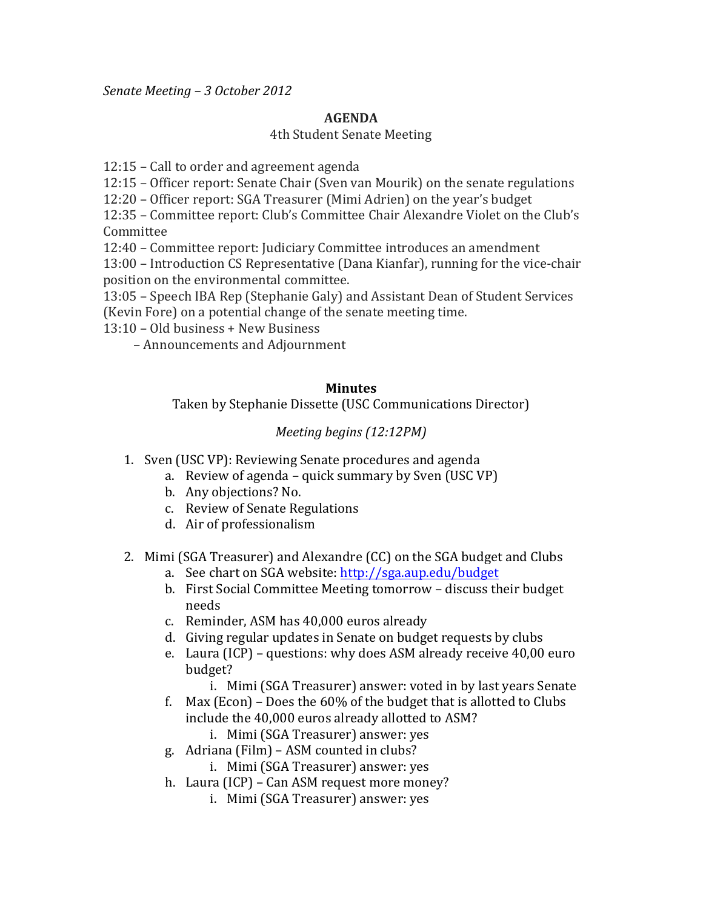*Senate Meeting – 3 October 2012*

**AGENDA**

4th Student Senate Meeting

12:15 – Call to order and agreement agenda
12:15 – Officer report: Senate Chair (Sven van Mourik) on the senate regulations
12:20 – Officer report: SGA Treasurer (Mimi Adrien) on the year's budget
12:35 – Committee report: Club's Committee Chair Alexandre Violet on the Club's Committee
12:40 – Committee report: Judiciary Committee introduces an amendment
13:00 – Introduction CS Representative (Dana Kianfar), running for the vice-chair position on the environmental committee.
13:05 – Speech IBA Rep (Stephanie Galy) and Assistant Dean of Student Services (Kevin Fore) on a potential change of the senate meeting time.
13:10 – Old business + New Business
– Announcements and Adjournment

**Minutes**

Taken by Stephanie Dissette (USC Communications Director)

*Meeting begins (12:12PM)*

1. Sven (USC VP): Reviewing Senate procedures and agenda
    a. Review of agenda – quick summary by Sven (USC VP)
    b. Any objections? No.
    c. Review of Senate Regulations
    d. Air of professionalism
2. Mimi (SGA Treasurer) and Alexandre (CC) on the SGA budget and Clubs
    a. See chart on SGA website: http://sga.aup.edu/budget
    b. First Social Committee Meeting tomorrow – discuss their budget needs
    c. Reminder, ASM has 40,000 euros already
    d. Giving regular updates in Senate on budget requests by clubs
    e. Laura (ICP) – questions: why does ASM already receive 40,00 euro budget?
        i. Mimi (SGA Treasurer) answer: voted in by last years Senate
    f. Max (Econ) – Does the 60% of the budget that is allotted to Clubs include the 40,000 euros already allotted to ASM?
        i. Mimi (SGA Treasurer) answer: yes
    g. Adriana (Film) – ASM counted in clubs?
        i. Mimi (SGA Treasurer) answer: yes
    h. Laura (ICP) – Can ASM request more money?
        i. Mimi (SGA Treasurer) answer: yes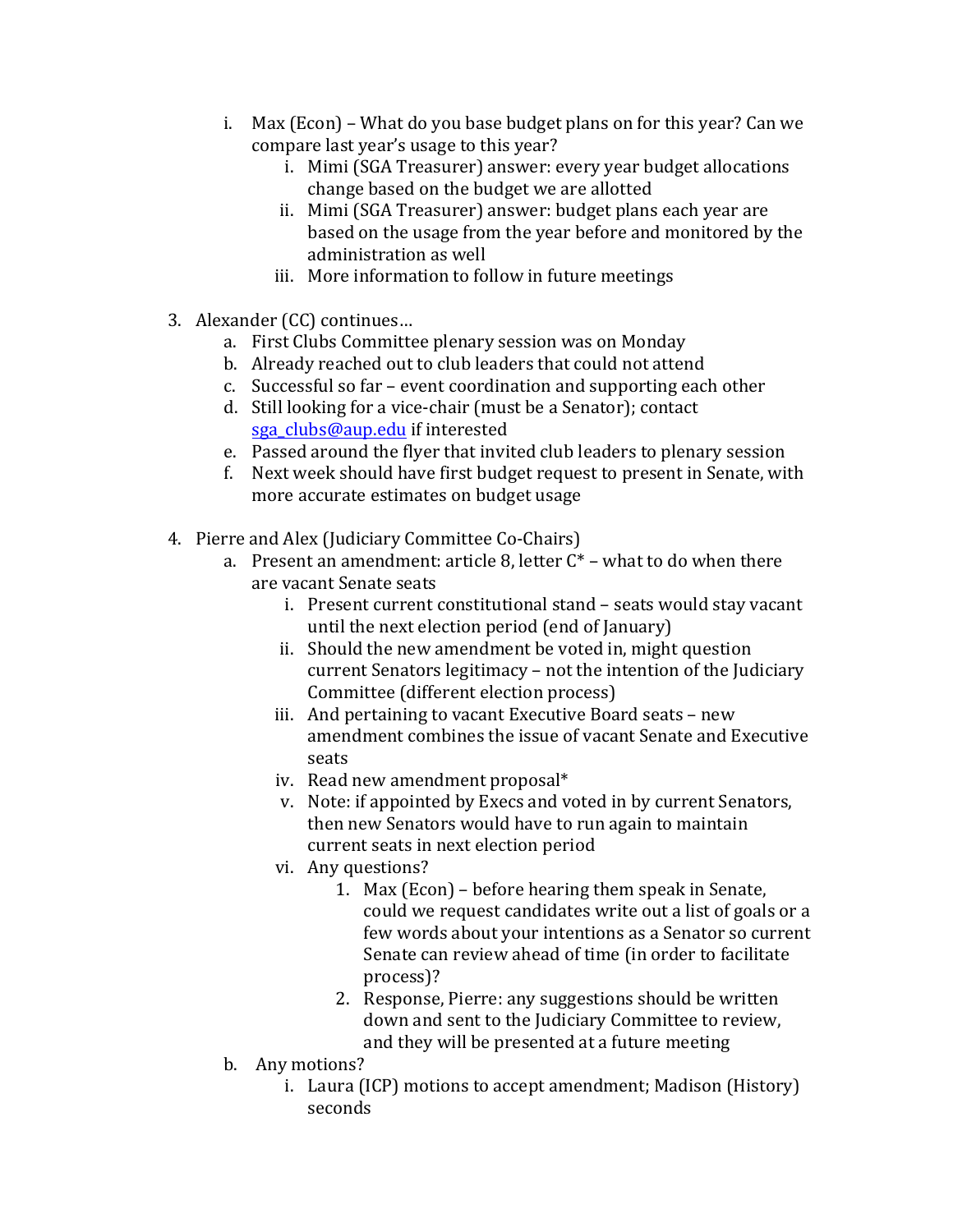i. Max (Econ) – What do you base budget plans on for this year? Can we compare last year's usage to this year?
      i. Mimi (SGA Treasurer) answer: every year budget allocations change based on the budget we are allotted
      ii. Mimi (SGA Treasurer) answer: budget plans each year are based on the usage from the year before and monitored by the administration as well
      iii. More information to follow in future meetings

3. Alexander (CC) continues…
   a. First Clubs Committee plenary session was on Monday
   b. Already reached out to club leaders that could not attend
   c. Successful so far – event coordination and supporting each other
   d. Still looking for a vice-chair (must be a Senator); contact sga_clubs@aup.edu if interested
   e. Passed around the flyer that invited club leaders to plenary session
   f. Next week should have first budget request to present in Senate, with more accurate estimates on budget usage

4. Pierre and Alex (Judiciary Committee Co-Chairs)
   a. Present an amendment: article 8, letter C* – what to do when there are vacant Senate seats
      i. Present current constitutional stand – seats would stay vacant until the next election period (end of January)
      ii. Should the new amendment be voted in, might question current Senators legitimacy – not the intention of the Judiciary Committee (different election process)
      iii. And pertaining to vacant Executive Board seats – new amendment combines the issue of vacant Senate and Executive seats
      iv. Read new amendment proposal*
      v. Note: if appointed by Execs and voted in by current Senators, then new Senators would have to run again to maintain current seats in next election period
      vi. Any questions?
         1. Max (Econ) – before hearing them speak in Senate, could we request candidates write out a list of goals or a few words about your intentions as a Senator so current Senate can review ahead of time (in order to facilitate process)?
         2. Response, Pierre: any suggestions should be written down and sent to the Judiciary Committee to review, and they will be presented at a future meeting
   b. Any motions?
      i. Laura (ICP) motions to accept amendment; Madison (History) seconds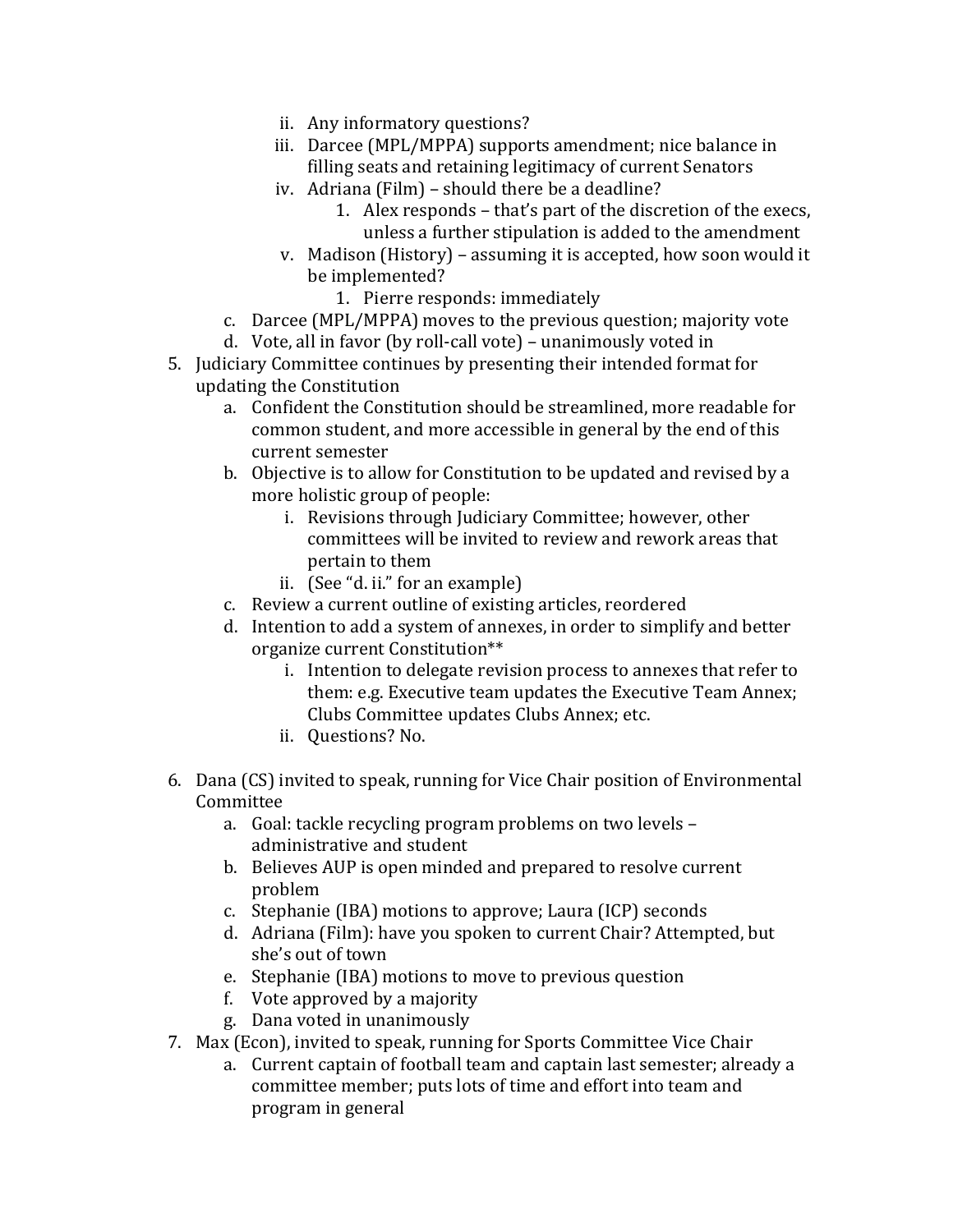- ii. Any informatory questions?
  - iii. Darcee (MPL/MPPA) supports amendment; nice balance in filling seats and retaining legitimacy of current Senators
  - iv. Adriana (Film) – should there be a deadline?
    1. Alex responds – that's part of the discretion of the execs, unless a further stipulation is added to the amendment
  - v. Madison (History) – assuming it is accepted, how soon would it be implemented?
    1. Pierre responds: immediately
  - c. Darcee (MPL/MPPA) moves to the previous question; majority vote
  - d. Vote, all in favor (by roll-call vote) – unanimously voted in

5. Judiciary Committee continues by presenting their intended format for updating the Constitution
   - a. Confident the Constitution should be streamlined, more readable for common student, and more accessible in general by the end of this current semester
   - b. Objective is to allow for Constitution to be updated and revised by a more holistic group of people:
     - i. Revisions through Judiciary Committee; however, other committees will be invited to review and rework areas that pertain to them
     - ii. (See "d. ii." for an example)
   - c. Review a current outline of existing articles, reordered
   - d. Intention to add a system of annexes, in order to simplify and better organize current Constitution**
     - i. Intention to delegate revision process to annexes that refer to them: e.g. Executive team updates the Executive Team Annex; Clubs Committee updates Clubs Annex; etc.
     - ii. Questions? No.

6. Dana (CS) invited to speak, running for Vice Chair position of Environmental Committee
   - a. Goal: tackle recycling program problems on two levels – administrative and student
   - b. Believes AUP is open minded and prepared to resolve current problem
   - c. Stephanie (IBA) motions to approve; Laura (ICP) seconds
   - d. Adriana (Film): have you spoken to current Chair? Attempted, but she's out of town
   - e. Stephanie (IBA) motions to move to previous question
   - f. Vote approved by a majority
   - g. Dana voted in unanimously

7. Max (Econ), invited to speak, running for Sports Committee Vice Chair
   - a. Current captain of football team and captain last semester; already a committee member; puts lots of time and effort into team and program in general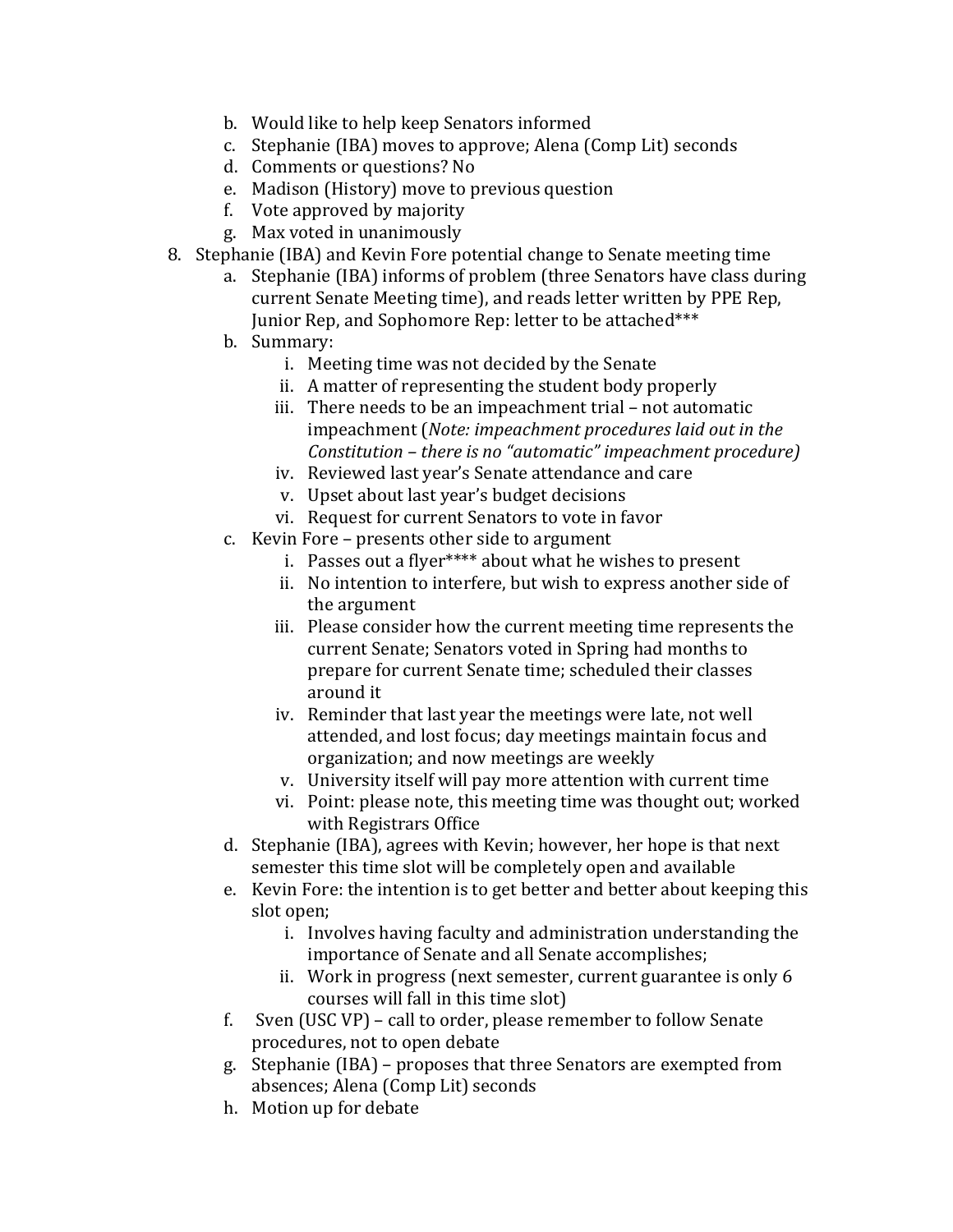b. Would like to help keep Senators informed
   c. Stephanie (IBA) moves to approve; Alena (Comp Lit) seconds
   d. Comments or questions? No
   e. Madison (History) move to previous question
   f. Vote approved by majority
   g. Max voted in unanimously

8. Stephanie (IBA) and Kevin Fore potential change to Senate meeting time
   a. Stephanie (IBA) informs of problem (three Senators have class during current Senate Meeting time), and reads letter written by PPE Rep, Junior Rep, and Sophomore Rep: letter to be attached***
   b. Summary:
      i. Meeting time was not decided by the Senate
      ii. A matter of representing the student body properly
      iii. There needs to be an impeachment trial – not automatic impeachment (*Note: impeachment procedures laid out in the Constitution – there is no "automatic" impeachment procedure)*
      iv. Reviewed last year's Senate attendance and care
      v. Upset about last year's budget decisions
      vi. Request for current Senators to vote in favor
   c. Kevin Fore – presents other side to argument
      i. Passes out a flyer**** about what he wishes to present
      ii. No intention to interfere, but wish to express another side of the argument
      iii. Please consider how the current meeting time represents the current Senate; Senators voted in Spring had months to prepare for current Senate time; scheduled their classes around it
      iv. Reminder that last year the meetings were late, not well attended, and lost focus; day meetings maintain focus and organization; and now meetings are weekly
      v. University itself will pay more attention with current time
      vi. Point: please note, this meeting time was thought out; worked with Registrars Office
   d. Stephanie (IBA), agrees with Kevin; however, her hope is that next semester this time slot will be completely open and available
   e. Kevin Fore: the intention is to get better and better about keeping this slot open;
      i. Involves having faculty and administration understanding the importance of Senate and all Senate accomplishes;
      ii. Work in progress (next semester, current guarantee is only 6 courses will fall in this time slot)
   f. Sven (USC VP) – call to order, please remember to follow Senate procedures, not to open debate
   g. Stephanie (IBA) – proposes that three Senators are exempted from absences; Alena (Comp Lit) seconds
   h. Motion up for debate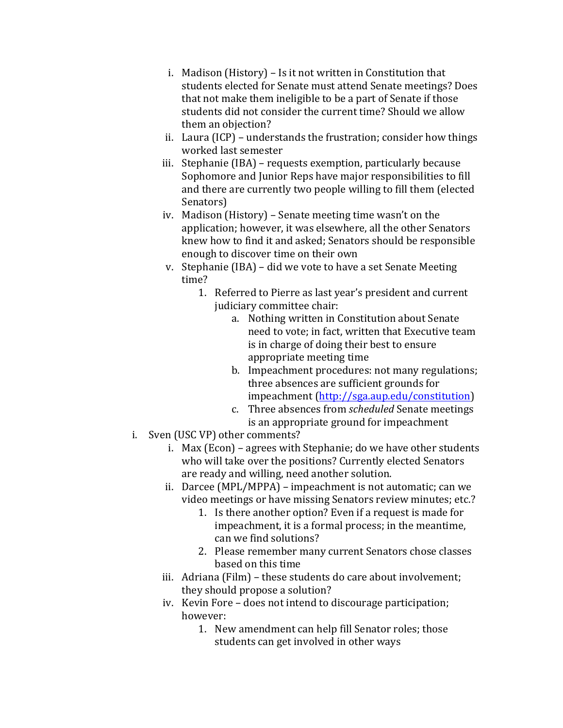- i. Madison (History) – Is it not written in Constitution that students elected for Senate must attend Senate meetings? Does that not make them ineligible to be a part of Senate if those students did not consider the current time? Should we allow them an objection?
  - ii. Laura (ICP) – understands the frustration; consider how things worked last semester
  - iii. Stephanie (IBA) – requests exemption, particularly because Sophomore and Junior Reps have major responsibilities to fill and there are currently two people willing to fill them (elected Senators)
  - iv. Madison (History) – Senate meeting time wasn't on the application; however, it was elsewhere, all the other Senators knew how to find it and asked; Senators should be responsible enough to discover time on their own
  - v. Stephanie (IBA) – did we vote to have a set Senate Meeting time?
    1. Referred to Pierre as last year's president and current judiciary committee chair:
       - a. Nothing written in Constitution about Senate need to vote; in fact, written that Executive team is in charge of doing their best to ensure appropriate meeting time
       - b. Impeachment procedures: not many regulations; three absences are sufficient grounds for impeachment ([http://sga.aup.edu/constitution](http://sga.aup.edu/constitution))
       - c. Three absences from *scheduled* Senate meetings is an appropriate ground for impeachment

- i. Sven (USC VP) other comments?
  - i. Max (Econ) – agrees with Stephanie; do we have other students who will take over the positions? Currently elected Senators are ready and willing, need another solution.
  - ii. Darcee (MPL/MPPA) – impeachment is not automatic; can we video meetings or have missing Senators review minutes; etc.?
    1. Is there another option? Even if a request is made for impeachment, it is a formal process; in the meantime, can we find solutions?
    2. Please remember many current Senators chose classes based on this time
  - iii. Adriana (Film) – these students do care about involvement; they should propose a solution?
  - iv. Kevin Fore – does not intend to discourage participation; however:
    1. New amendment can help fill Senator roles; those students can get involved in other ways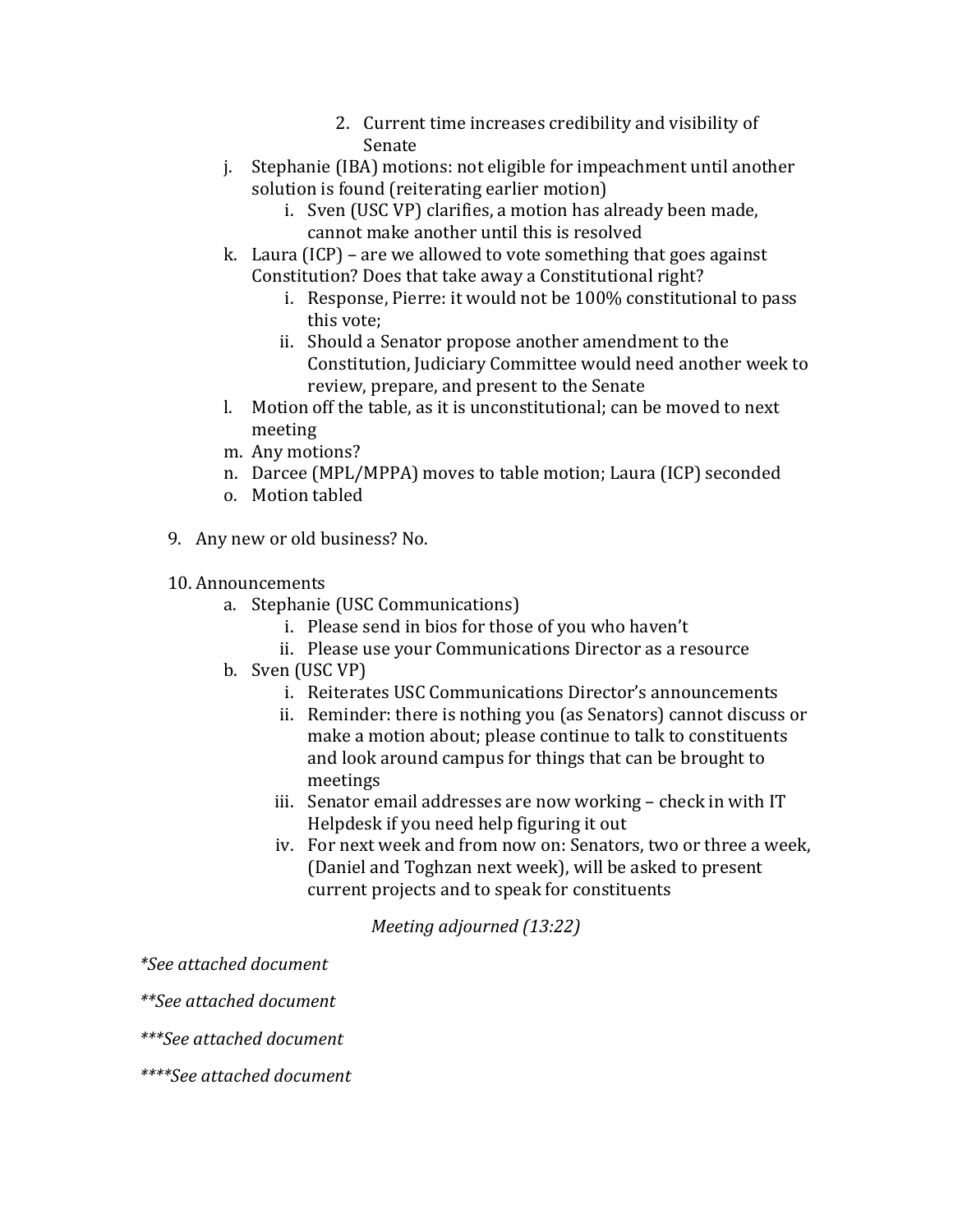2. Current time increases credibility and visibility of Senate

   j. Stephanie (IBA) motions: not eligible for impeachment until another solution is found (reiterating earlier motion)
      i. Sven (USC VP) clarifies, a motion has already been made, cannot make another until this is resolved
   k. Laura (ICP) – are we allowed to vote something that goes against Constitution? Does that take away a Constitutional right?
      i. Response, Pierre: it would not be 100% constitutional to pass this vote;
      ii. Should a Senator propose another amendment to the Constitution, Judiciary Committee would need another week to review, prepare, and present to the Senate
   l. Motion off the table, as it is unconstitutional; can be moved to next meeting
   m. Any motions?
   n. Darcee (MPL/MPPA) moves to table motion; Laura (ICP) seconded
   o. Motion tabled

9. Any new or old business? No.

10. Announcements
   a. Stephanie (USC Communications)
      i. Please send in bios for those of you who haven't
      ii. Please use your Communications Director as a resource
   b. Sven (USC VP)
      i. Reiterates USC Communications Director's announcements
      ii. Reminder: there is nothing you (as Senators) cannot discuss or make a motion about; please continue to talk to constituents and look around campus for things that can be brought to meetings
      iii. Senator email addresses are now working – check in with IT Helpdesk if you need help figuring it out
      iv. For next week and from now on: Senators, two or three a week, (Daniel and Toghzan next week), will be asked to present current projects and to speak for constituents

*Meeting adjourned (13:22)*

*\*See attached document*

*\*\*See attached document*

*\*\*\*See attached document*

*\*\*\*\*See attached document*